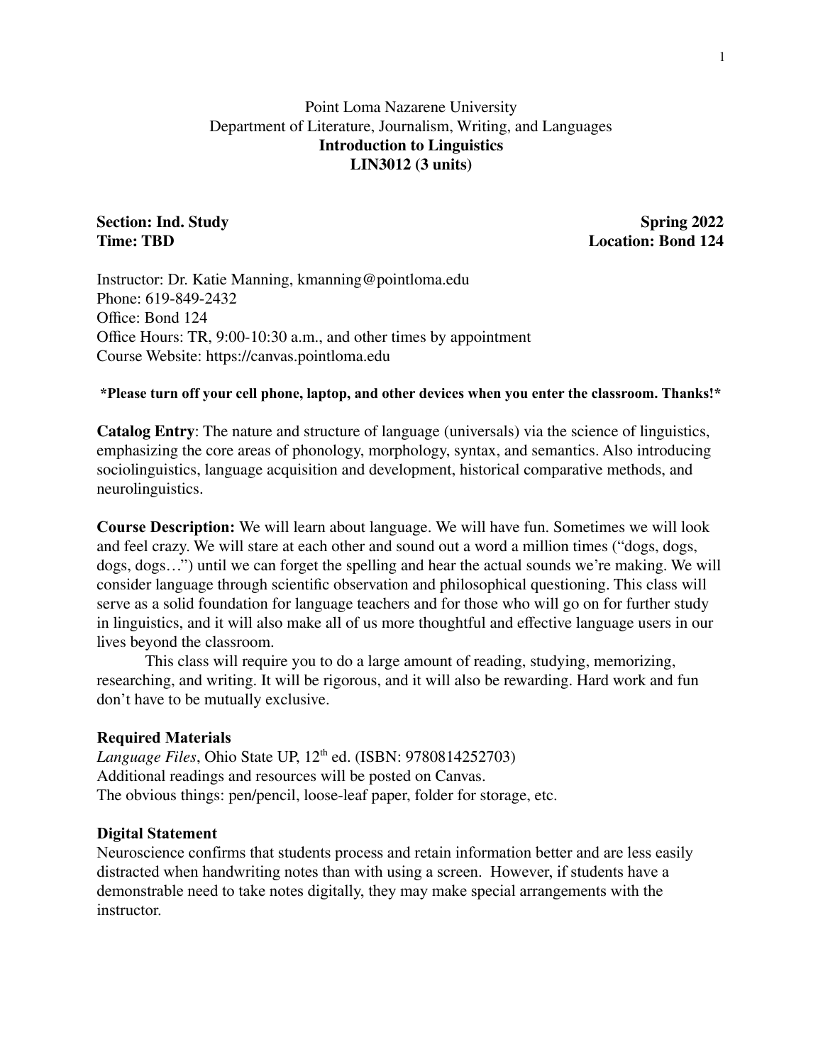Point Loma Nazarene University
Department of Literature, Journalism, Writing, and Languages

# Introduction to Linguistics
## LIN3012 (3 units)

**Section: Ind. Study** — **Spring 2022**
**Time: TBD** — **Location: Bond 124**

Instructor: Dr. Katie Manning, kmanning@pointloma.edu
Phone: 619-849-2432
Office: Bond 124
Office Hours: TR, 9:00-10:30 a.m., and other times by appointment
Course Website: https://canvas.pointloma.edu

**\*Please turn off your cell phone, laptop, and other devices when you enter the classroom. Thanks!\***

**Catalog Entry**: The nature and structure of language (universals) via the science of linguistics, emphasizing the core areas of phonology, morphology, syntax, and semantics. Also introducing sociolinguistics, language acquisition and development, historical comparative methods, and neurolinguistics.

**Course Description:** We will learn about language. We will have fun. Sometimes we will look and feel crazy. We will stare at each other and sound out a word a million times ("dogs, dogs, dogs, dogs…") until we can forget the spelling and hear the actual sounds we're making. We will consider language through scientific observation and philosophical questioning. This class will serve as a solid foundation for language teachers and for those who will go on for further study in linguistics, and it will also make all of us more thoughtful and effective language users in our lives beyond the classroom.

This class will require you to do a large amount of reading, studying, memorizing, researching, and writing. It will be rigorous, and it will also be rewarding. Hard work and fun don't have to be mutually exclusive.

### Required Materials

*Language Files*, Ohio State UP, 12th ed. (ISBN: 9780814252703)
Additional readings and resources will be posted on Canvas.
The obvious things: pen/pencil, loose-leaf paper, folder for storage, etc.

### Digital Statement

Neuroscience confirms that students process and retain information better and are less easily distracted when handwriting notes than with using a screen. However, if students have a demonstrable need to take notes digitally, they may make special arrangements with the instructor.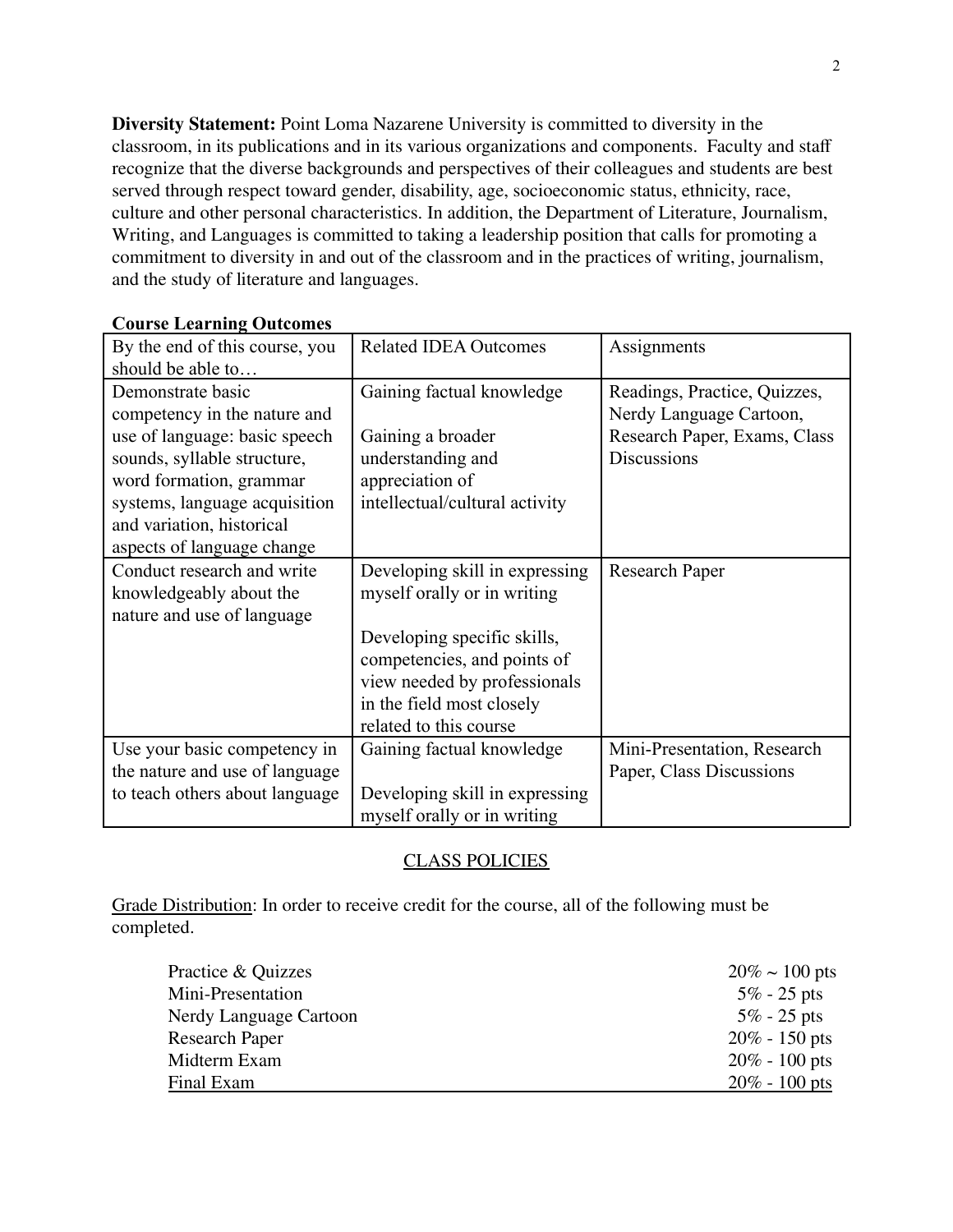**Diversity Statement:** Point Loma Nazarene University is committed to diversity in the classroom, in its publications and in its various organizations and components. Faculty and staff recognize that the diverse backgrounds and perspectives of their colleagues and students are best served through respect toward gender, disability, age, socioeconomic status, ethnicity, race, culture and other personal characteristics. In addition, the Department of Literature, Journalism, Writing, and Languages is committed to taking a leadership position that calls for promoting a commitment to diversity in and out of the classroom and in the practices of writing, journalism, and the study of literature and languages.

**Course Learning Outcomes**

| By the end of this course, you should be able to… | Related IDEA Outcomes | Assignments |
|---|---|---|
| Demonstrate basic competency in the nature and use of language: basic speech sounds, syllable structure, word formation, grammar systems, language acquisition and variation, historical aspects of language change | Gaining factual knowledge<br><br>Gaining a broader understanding and appreciation of intellectual/cultural activity | Readings, Practice, Quizzes, Nerdy Language Cartoon, Research Paper, Exams, Class Discussions |
| Conduct research and write knowledgeably about the nature and use of language | Developing skill in expressing myself orally or in writing<br><br>Developing specific skills, competencies, and points of view needed by professionals in the field most closely related to this course | Research Paper |
| Use your basic competency in the nature and use of language to teach others about language | Gaining factual knowledge<br><br>Developing skill in expressing myself orally or in writing | Mini-Presentation, Research Paper, Class Discussions |

## CLASS POLICIES

Grade Distribution: In order to receive credit for the course, all of the following must be completed.

| | |
|---|---|
| Practice & Quizzes | 20% ~ 100 pts |
| Mini-Presentation | 5% - 25 pts |
| Nerdy Language Cartoon | 5% - 25 pts |
| Research Paper | 20% - 150 pts |
| Midterm Exam | 20% - 100 pts |
| Final Exam | 20% - 100 pts |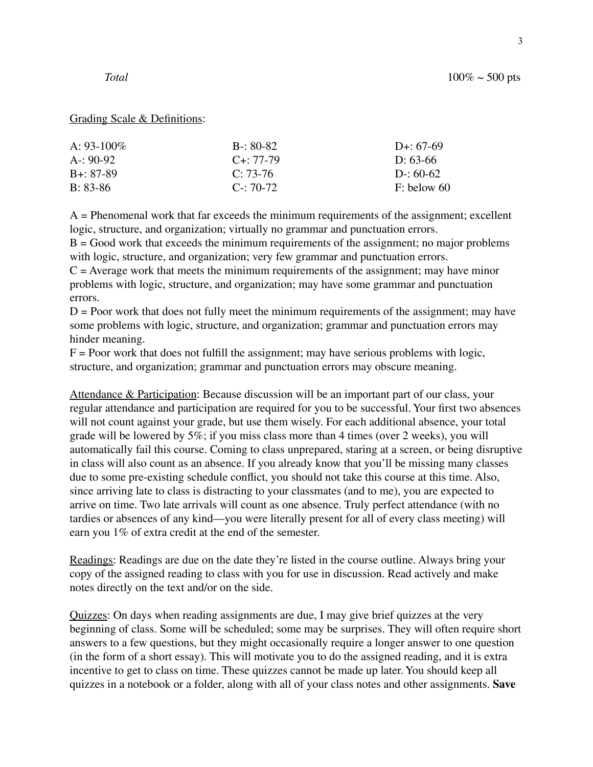*Total* 100% ~ 500 pts

Grading Scale & Definitions:

| | | |
|---|---|---|
| A: 93-100% | B-: 80-82 | D+: 67-69 |
| A-: 90-92 | C+: 77-79 | D: 63-66 |
| B+: 87-89 | C: 73-76 | D-: 60-62 |
| B: 83-86 | C-: 70-72 | F: below 60 |

A = Phenomenal work that far exceeds the minimum requirements of the assignment; excellent logic, structure, and organization; virtually no grammar and punctuation errors.
B = Good work that exceeds the minimum requirements of the assignment; no major problems with logic, structure, and organization; very few grammar and punctuation errors.
C = Average work that meets the minimum requirements of the assignment; may have minor problems with logic, structure, and organization; may have some grammar and punctuation errors.
D = Poor work that does not fully meet the minimum requirements of the assignment; may have some problems with logic, structure, and organization; grammar and punctuation errors may hinder meaning.
F = Poor work that does not fulfill the assignment; may have serious problems with logic, structure, and organization; grammar and punctuation errors may obscure meaning.

Attendance & Participation: Because discussion will be an important part of our class, your regular attendance and participation are required for you to be successful. Your first two absences will not count against your grade, but use them wisely. For each additional absence, your total grade will be lowered by 5%; if you miss class more than 4 times (over 2 weeks), you will automatically fail this course. Coming to class unprepared, staring at a screen, or being disruptive in class will also count as an absence. If you already know that you'll be missing many classes due to some pre-existing schedule conflict, you should not take this course at this time. Also, since arriving late to class is distracting to your classmates (and to me), you are expected to arrive on time. Two late arrivals will count as one absence. Truly perfect attendance (with no tardies or absences of any kind—you were literally present for all of every class meeting) will earn you 1% of extra credit at the end of the semester.

Readings: Readings are due on the date they're listed in the course outline. Always bring your copy of the assigned reading to class with you for use in discussion. Read actively and make notes directly on the text and/or on the side.

Quizzes: On days when reading assignments are due, I may give brief quizzes at the very beginning of class. Some will be scheduled; some may be surprises. They will often require short answers to a few questions, but they might occasionally require a longer answer to one question (in the form of a short essay). This will motivate you to do the assigned reading, and it is extra incentive to get to class on time. These quizzes cannot be made up later. You should keep all quizzes in a notebook or a folder, along with all of your class notes and other assignments. **Save**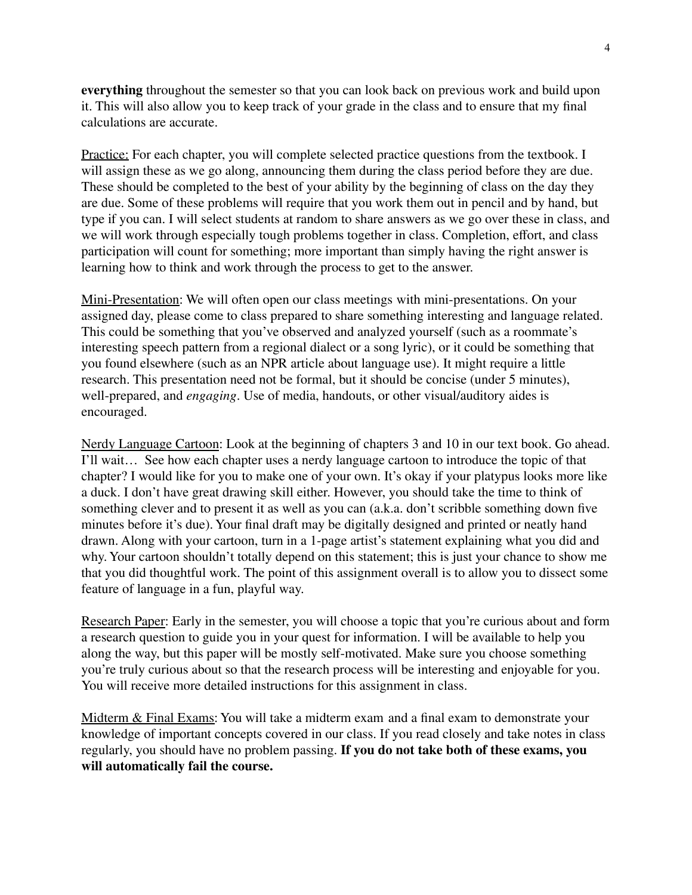**everything** throughout the semester so that you can look back on previous work and build upon it. This will also allow you to keep track of your grade in the class and to ensure that my final calculations are accurate.

<u>Practice:</u> For each chapter, you will complete selected practice questions from the textbook. I will assign these as we go along, announcing them during the class period before they are due. These should be completed to the best of your ability by the beginning of class on the day they are due. Some of these problems will require that you work them out in pencil and by hand, but type if you can. I will select students at random to share answers as we go over these in class, and we will work through especially tough problems together in class. Completion, effort, and class participation will count for something; more important than simply having the right answer is learning how to think and work through the process to get to the answer.

<u>Mini-Presentation</u>: We will often open our class meetings with mini-presentations. On your assigned day, please come to class prepared to share something interesting and language related. This could be something that you've observed and analyzed yourself (such as a roommate's interesting speech pattern from a regional dialect or a song lyric), or it could be something that you found elsewhere (such as an NPR article about language use). It might require a little research. This presentation need not be formal, but it should be concise (under 5 minutes), well-prepared, and *engaging*. Use of media, handouts, or other visual/auditory aides is encouraged.

<u>Nerdy Language Cartoon</u>: Look at the beginning of chapters 3 and 10 in our text book. Go ahead. I'll wait… See how each chapter uses a nerdy language cartoon to introduce the topic of that chapter? I would like for you to make one of your own. It's okay if your platypus looks more like a duck. I don't have great drawing skill either. However, you should take the time to think of something clever and to present it as well as you can (a.k.a. don't scribble something down five minutes before it's due). Your final draft may be digitally designed and printed or neatly hand drawn. Along with your cartoon, turn in a 1-page artist's statement explaining what you did and why. Your cartoon shouldn't totally depend on this statement; this is just your chance to show me that you did thoughtful work. The point of this assignment overall is to allow you to dissect some feature of language in a fun, playful way.

<u>Research Paper</u>: Early in the semester, you will choose a topic that you're curious about and form a research question to guide you in your quest for information. I will be available to help you along the way, but this paper will be mostly self-motivated. Make sure you choose something you're truly curious about so that the research process will be interesting and enjoyable for you. You will receive more detailed instructions for this assignment in class.

<u>Midterm & Final Exams</u>: You will take a midterm exam and a final exam to demonstrate your knowledge of important concepts covered in our class. If you read closely and take notes in class regularly, you should have no problem passing. **If you do not take both of these exams, you will automatically fail the course.**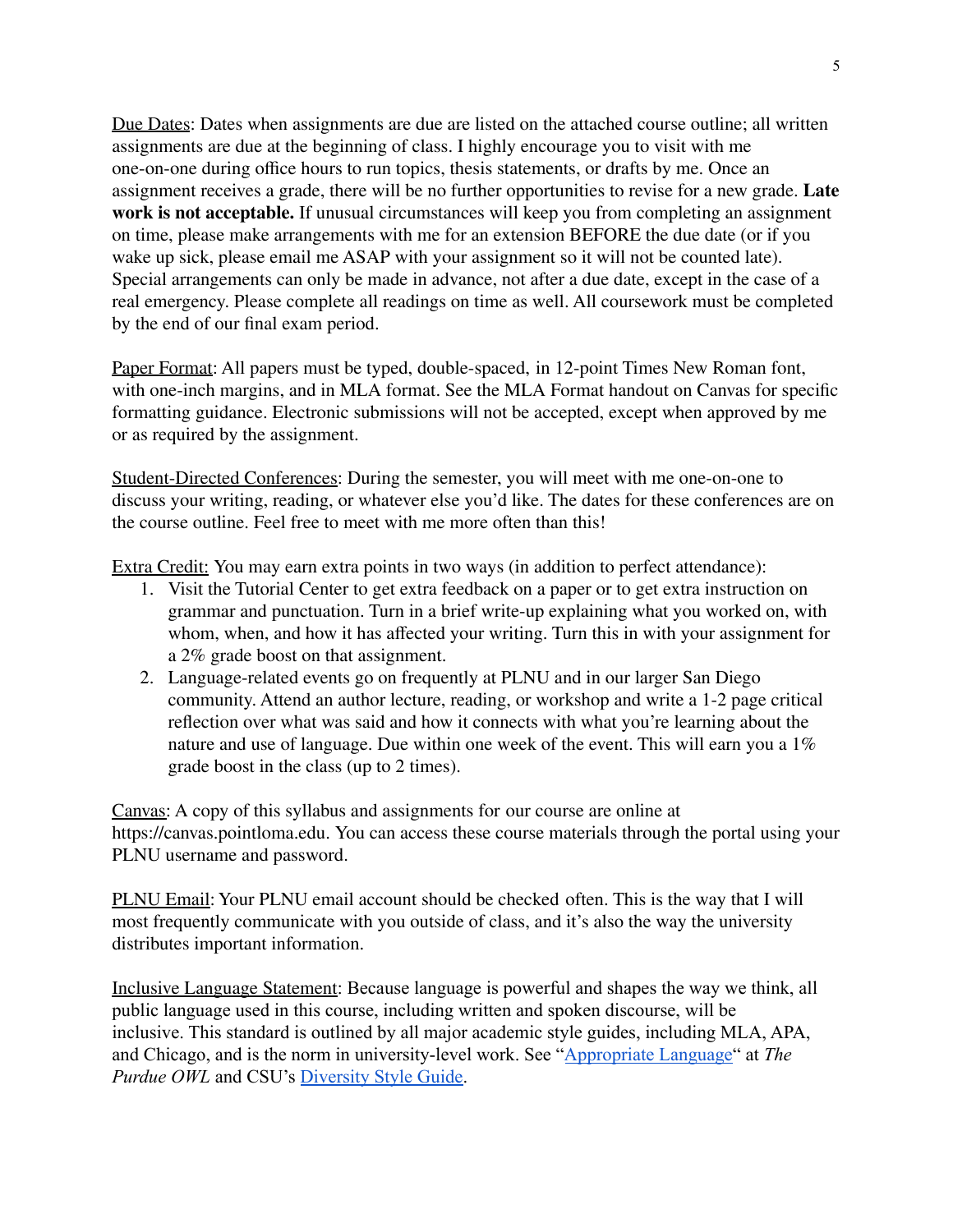<u>Due Dates</u>: Dates when assignments are due are listed on the attached course outline; all written assignments are due at the beginning of class. I highly encourage you to visit with me one-on-one during office hours to run topics, thesis statements, or drafts by me. Once an assignment receives a grade, there will be no further opportunities to revise for a new grade. **Late work is not acceptable.** If unusual circumstances will keep you from completing an assignment on time, please make arrangements with me for an extension BEFORE the due date (or if you wake up sick, please email me ASAP with your assignment so it will not be counted late). Special arrangements can only be made in advance, not after a due date, except in the case of a real emergency. Please complete all readings on time as well. All coursework must be completed by the end of our final exam period.

<u>Paper Format</u>: All papers must be typed, double-spaced, in 12-point Times New Roman font, with one-inch margins, and in MLA format. See the MLA Format handout on Canvas for specific formatting guidance. Electronic submissions will not be accepted, except when approved by me or as required by the assignment.

<u>Student-Directed Conferences</u>: During the semester, you will meet with me one-on-one to discuss your writing, reading, or whatever else you'd like. The dates for these conferences are on the course outline. Feel free to meet with me more often than this!

<u>Extra Credit:</u> You may earn extra points in two ways (in addition to perfect attendance):

1. Visit the Tutorial Center to get extra feedback on a paper or to get extra instruction on grammar and punctuation. Turn in a brief write-up explaining what you worked on, with whom, when, and how it has affected your writing. Turn this in with your assignment for a 2% grade boost on that assignment.
2. Language-related events go on frequently at PLNU and in our larger San Diego community. Attend an author lecture, reading, or workshop and write a 1-2 page critical reflection over what was said and how it connects with what you're learning about the nature and use of language. Due within one week of the event. This will earn you a 1% grade boost in the class (up to 2 times).

<u>Canvas</u>: A copy of this syllabus and assignments for our course are online at https://canvas.pointloma.edu. You can access these course materials through the portal using your PLNU username and password.

<u>PLNU Email</u>: Your PLNU email account should be checked often. This is the way that I will most frequently communicate with you outside of class, and it's also the way the university distributes important information.

<u>Inclusive Language Statement</u>: Because language is powerful and shapes the way we think, all public language used in this course, including written and spoken discourse, will be inclusive. This standard is outlined by all major academic style guides, including MLA, APA, and Chicago, and is the norm in university-level work. See "Appropriate Language" at *The Purdue OWL* and CSU's Diversity Style Guide.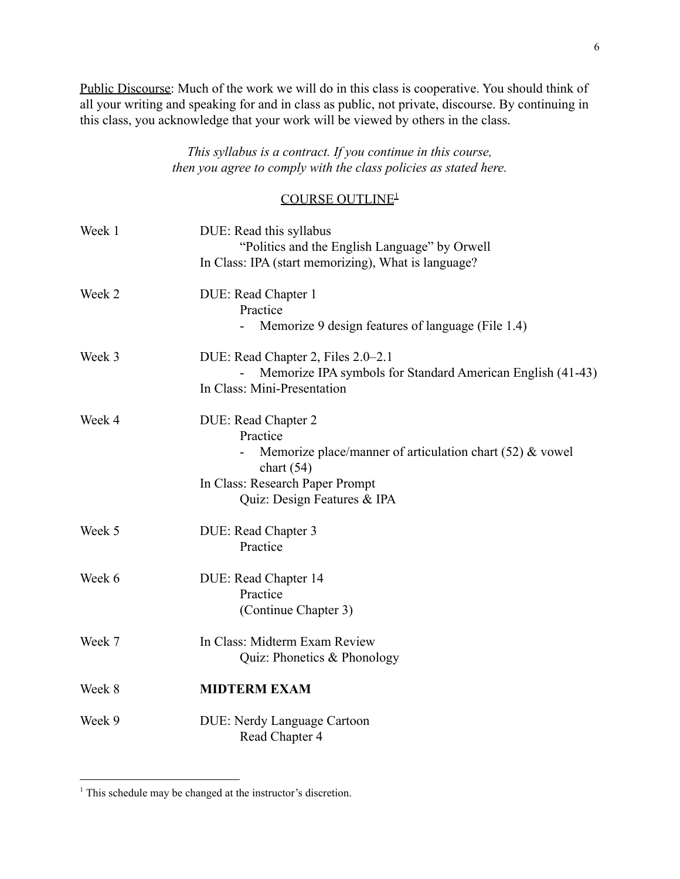<u>Public Discourse</u>: Much of the work we will do in this class is cooperative. You should think of all your writing and speaking for and in class as public, not private, discourse. By continuing in this class, you acknowledge that your work will be viewed by others in the class.

*This syllabus is a contract. If you continue in this course, then you agree to comply with the class policies as stated here.*

## COURSE OUTLINE[1]

| | |
|---|---|
| Week 1 | DUE: Read this syllabus<br>"Politics and the English Language" by Orwell<br>In Class: IPA (start memorizing), What is language? |
| Week 2 | DUE: Read Chapter 1<br>Practice<br>- Memorize 9 design features of language (File 1.4) |
| Week 3 | DUE: Read Chapter 2, Files 2.0–2.1<br>- Memorize IPA symbols for Standard American English (41-43)<br>In Class: Mini-Presentation |
| Week 4 | DUE: Read Chapter 2<br>Practice<br>- Memorize place/manner of articulation chart (52) & vowel chart (54)<br>In Class: Research Paper Prompt<br>Quiz: Design Features & IPA |
| Week 5 | DUE: Read Chapter 3<br>Practice |
| Week 6 | DUE: Read Chapter 14<br>Practice<br>(Continue Chapter 3) |
| Week 7 | In Class: Midterm Exam Review<br>Quiz: Phonetics & Phonology |
| Week 8 | **MIDTERM EXAM** |
| Week 9 | DUE: Nerdy Language Cartoon<br>Read Chapter 4 |

[1] This schedule may be changed at the instructor's discretion.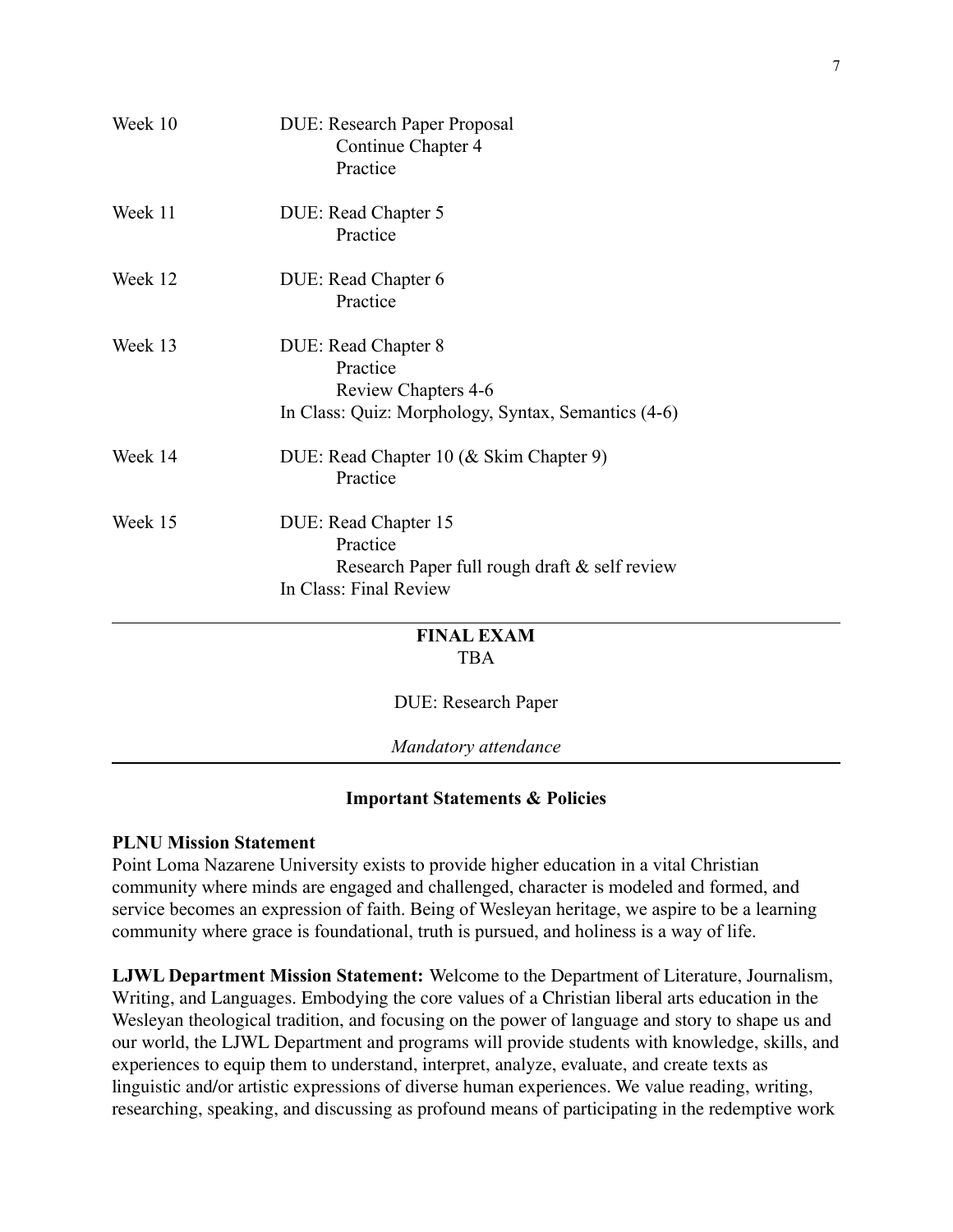| | |
|---|---|
| Week 10 | DUE: Research Paper Proposal<br>Continue Chapter 4<br>Practice |
| Week 11 | DUE: Read Chapter 5<br>Practice |
| Week 12 | DUE: Read Chapter 6<br>Practice |
| Week 13 | DUE: Read Chapter 8<br>Practice<br>Review Chapters 4-6<br>In Class: Quiz: Morphology, Syntax, Semantics (4-6) |
| Week 14 | DUE: Read Chapter 10 (& Skim Chapter 9)<br>Practice |
| Week 15 | DUE: Read Chapter 15<br>Practice<br>Research Paper full rough draft & self review<br>In Class: Final Review |

---

**FINAL EXAM**

TBA

DUE: Research Paper

*Mandatory attendance*

---

## Important Statements & Policies

**PLNU Mission Statement**

Point Loma Nazarene University exists to provide higher education in a vital Christian community where minds are engaged and challenged, character is modeled and formed, and service becomes an expression of faith. Being of Wesleyan heritage, we aspire to be a learning community where grace is foundational, truth is pursued, and holiness is a way of life.

**LJWL Department Mission Statement:** Welcome to the Department of Literature, Journalism, Writing, and Languages. Embodying the core values of a Christian liberal arts education in the Wesleyan theological tradition, and focusing on the power of language and story to shape us and our world, the LJWL Department and programs will provide students with knowledge, skills, and experiences to equip them to understand, interpret, analyze, evaluate, and create texts as linguistic and/or artistic expressions of diverse human experiences. We value reading, writing, researching, speaking, and discussing as profound means of participating in the redemptive work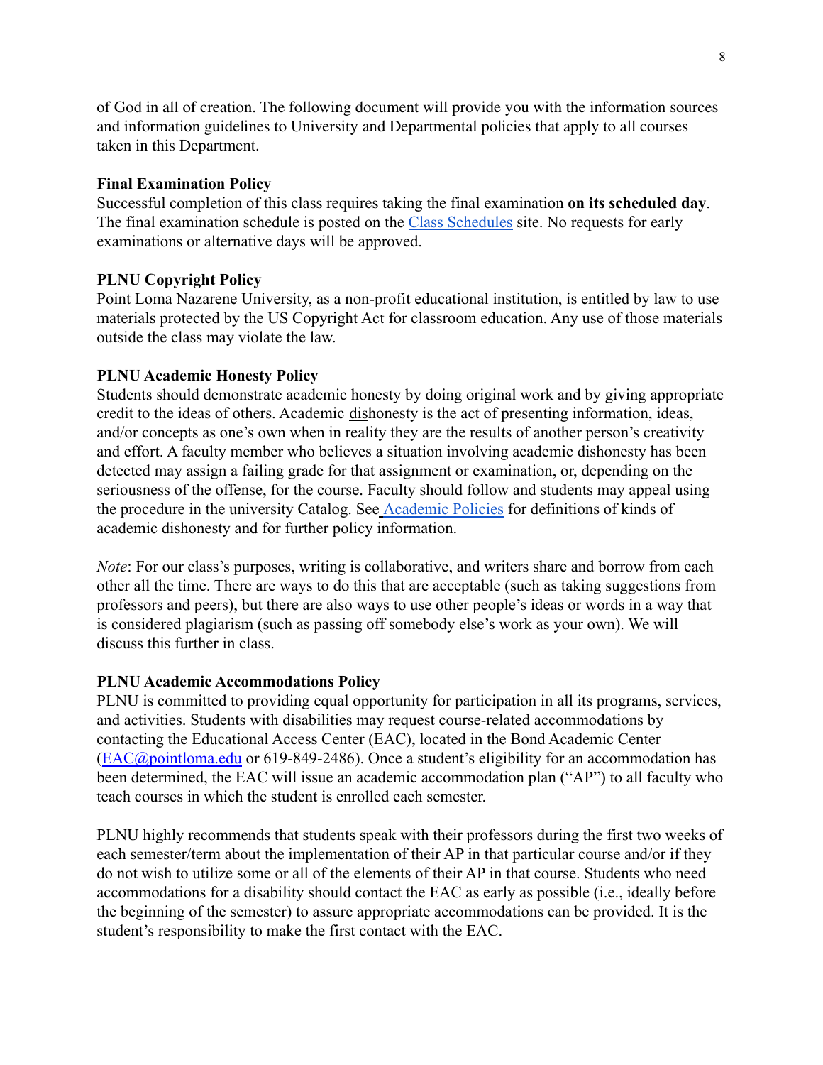of God in all of creation. The following document will provide you with the information sources and information guidelines to University and Departmental policies that apply to all courses taken in this Department.

**Final Examination Policy**
Successful completion of this class requires taking the final examination **on its scheduled day**. The final examination schedule is posted on the Class Schedules site. No requests for early examinations or alternative days will be approved.

**PLNU Copyright Policy**
Point Loma Nazarene University, as a non-profit educational institution, is entitled by law to use materials protected by the US Copyright Act for classroom education. Any use of those materials outside the class may violate the law.

**PLNU Academic Honesty Policy**
Students should demonstrate academic honesty by doing original work and by giving appropriate credit to the ideas of others. Academic dishonesty is the act of presenting information, ideas, and/or concepts as one's own when in reality they are the results of another person's creativity and effort. A faculty member who believes a situation involving academic dishonesty has been detected may assign a failing grade for that assignment or examination, or, depending on the seriousness of the offense, for the course. Faculty should follow and students may appeal using the procedure in the university Catalog. See Academic Policies for definitions of kinds of academic dishonesty and for further policy information.

*Note*: For our class's purposes, writing is collaborative, and writers share and borrow from each other all the time. There are ways to do this that are acceptable (such as taking suggestions from professors and peers), but there are also ways to use other people's ideas or words in a way that is considered plagiarism (such as passing off somebody else's work as your own). We will discuss this further in class.

**PLNU Academic Accommodations Policy**
PLNU is committed to providing equal opportunity for participation in all its programs, services, and activities. Students with disabilities may request course-related accommodations by contacting the Educational Access Center (EAC), located in the Bond Academic Center (EAC@pointloma.edu or 619-849-2486). Once a student's eligibility for an accommodation has been determined, the EAC will issue an academic accommodation plan ("AP") to all faculty who teach courses in which the student is enrolled each semester.

PLNU highly recommends that students speak with their professors during the first two weeks of each semester/term about the implementation of their AP in that particular course and/or if they do not wish to utilize some or all of the elements of their AP in that course. Students who need accommodations for a disability should contact the EAC as early as possible (i.e., ideally before the beginning of the semester) to assure appropriate accommodations can be provided. It is the student's responsibility to make the first contact with the EAC.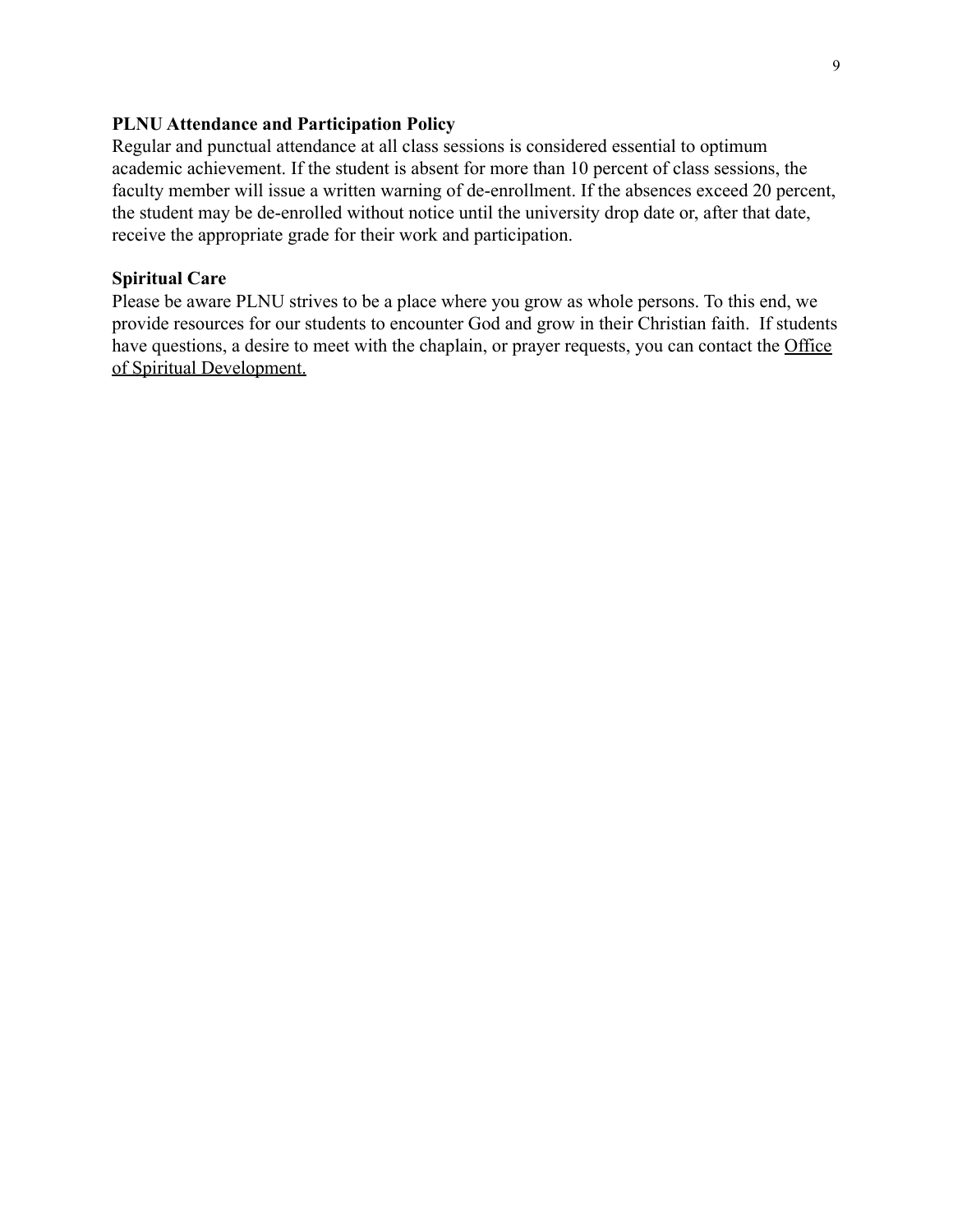**PLNU Attendance and Participation Policy**

Regular and punctual attendance at all class sessions is considered essential to optimum academic achievement. If the student is absent for more than 10 percent of class sessions, the faculty member will issue a written warning of de-enrollment. If the absences exceed 20 percent, the student may be de-enrolled without notice until the university drop date or, after that date, receive the appropriate grade for their work and participation.

**Spiritual Care**

Please be aware PLNU strives to be a place where you grow as whole persons. To this end, we provide resources for our students to encounter God and grow in their Christian faith. If students have questions, a desire to meet with the chaplain, or prayer requests, you can contact the Office of Spiritual Development.